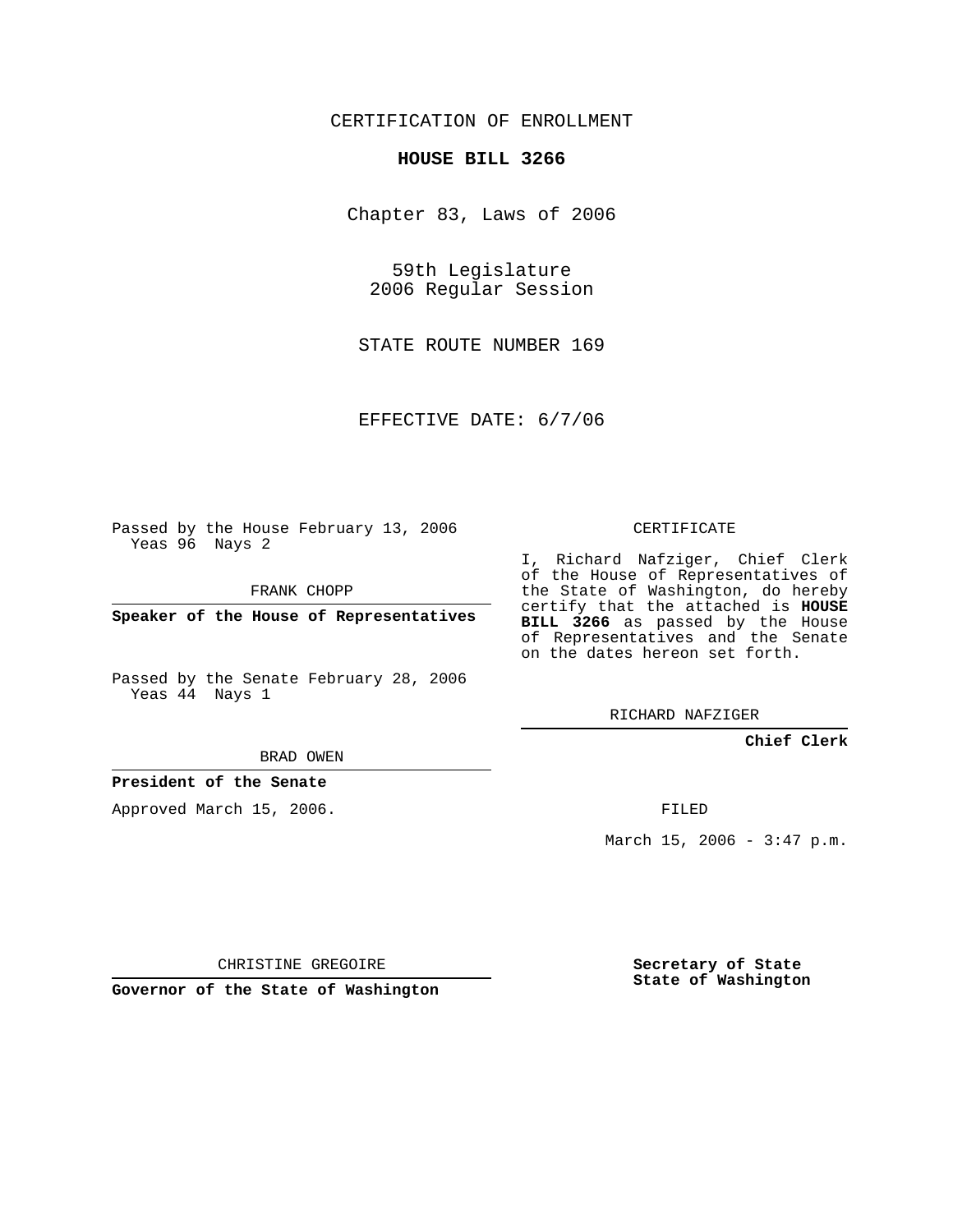CERTIFICATION OF ENROLLMENT

**HOUSE BILL 3266**

Chapter 83, Laws of 2006

59th Legislature
2006 Regular Session

STATE ROUTE NUMBER 169

EFFECTIVE DATE: 6/7/06

Passed by the House February 13, 2006
Yeas 96 Nays 2

FRANK CHOPP

**Speaker of the House of Representatives**

Passed by the Senate February 28, 2006
Yeas 44 Nays 1

BRAD OWEN

**President of the Senate**

Approved March 15, 2006.

CHRISTINE GREGOIRE

**Governor of the State of Washington**

CERTIFICATE

I, Richard Nafziger, Chief Clerk of the House of Representatives of the State of Washington, do hereby certify that the attached is **HOUSE BILL 3266** as passed by the House of Representatives and the Senate on the dates hereon set forth.

RICHARD NAFZIGER

**Chief Clerk**

FILED

March 15, 2006 - 3:47 p.m.

**Secretary of State**
**State of Washington**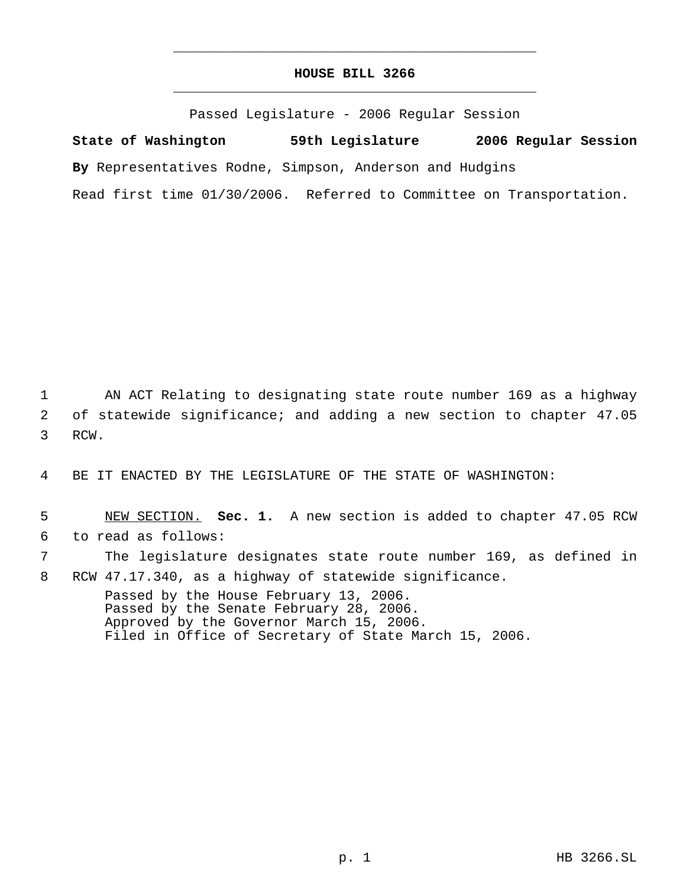# HOUSE BILL 3266

Passed Legislature - 2006 Regular Session

**State of Washington 59th Legislature 2006 Regular Session**

**By** Representatives Rodne, Simpson, Anderson and Hudgins

Read first time 01/30/2006. Referred to Committee on Transportation.

AN ACT Relating to designating state route number 169 as a highway of statewide significance; and adding a new section to chapter 47.05 RCW.

BE IT ENACTED BY THE LEGISLATURE OF THE STATE OF WASHINGTON:

NEW SECTION. **Sec. 1.** A new section is added to chapter 47.05 RCW to read as follows:

The legislature designates state route number 169, as defined in RCW 47.17.340, as a highway of statewide significance.

Passed by the House February 13, 2006.
Passed by the Senate February 28, 2006.
Approved by the Governor March 15, 2006.
Filed in Office of Secretary of State March 15, 2006.